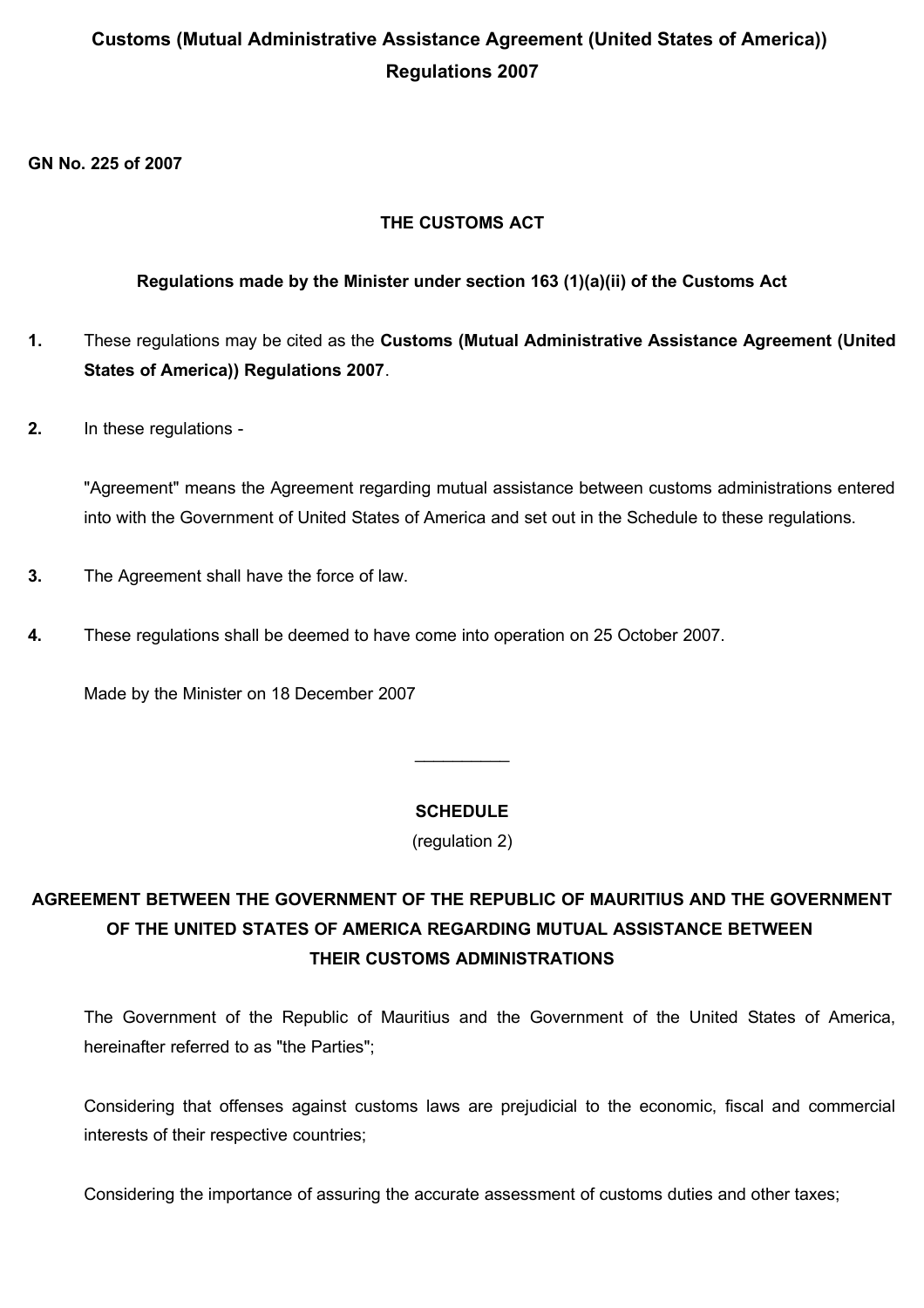# Customs (Mutual Administrative Assistance Agreement (United States of America)) Regulations 2007

**GN No. 225 of 2007**

**THE CUSTOMS ACT**

**Regulations made by the Minister under section 163 (1)(a)(ii) of the Customs Act**

**1.** These regulations may be cited as the **Customs (Mutual Administrative Assistance Agreement (United States of America)) Regulations 2007**.

**2.** In these regulations -

"Agreement" means the Agreement regarding mutual assistance between customs administrations entered into with the Government of United States of America and set out in the Schedule to these regulations.

**3.** The Agreement shall have the force of law.

**4.** These regulations shall be deemed to have come into operation on 25 October 2007.

Made by the Minister on 18 December 2007

__________

**SCHEDULE**

(regulation 2)

## AGREEMENT BETWEEN THE GOVERNMENT OF THE REPUBLIC OF MAURITIUS AND THE GOVERNMENT OF THE UNITED STATES OF AMERICA REGARDING MUTUAL ASSISTANCE BETWEEN THEIR CUSTOMS ADMINISTRATIONS

The Government of the Republic of Mauritius and the Government of the United States of America, hereinafter referred to as "the Parties";

Considering that offenses against customs laws are prejudicial to the economic, fiscal and commercial interests of their respective countries;

Considering the importance of assuring the accurate assessment of customs duties and other taxes;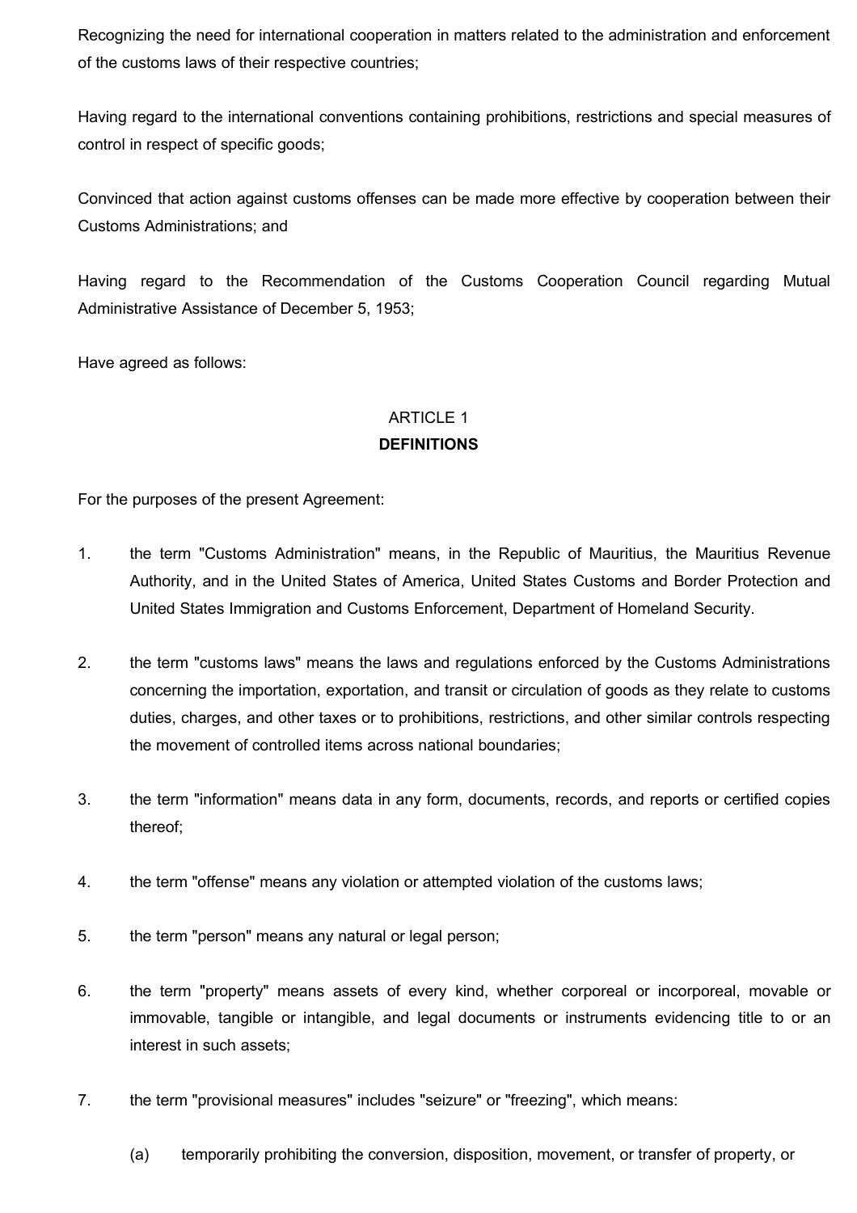Recognizing the need for international cooperation in matters related to the administration and enforcement of the customs laws of their respective countries;

Having regard to the international conventions containing prohibitions, restrictions and special measures of control in respect of specific goods;

Convinced that action against customs offenses can be made more effective by cooperation between their Customs Administrations; and

Having regard to the Recommendation of the Customs Cooperation Council regarding Mutual Administrative Assistance of December 5, 1953;

Have agreed as follows:

## ARTICLE 1
## DEFINITIONS

For the purposes of the present Agreement:

1. the term "Customs Administration" means, in the Republic of Mauritius, the Mauritius Revenue Authority, and in the United States of America, United States Customs and Border Protection and United States Immigration and Customs Enforcement, Department of Homeland Security.

2. the term "customs laws" means the laws and regulations enforced by the Customs Administrations concerning the importation, exportation, and transit or circulation of goods as they relate to customs duties, charges, and other taxes or to prohibitions, restrictions, and other similar controls respecting the movement of controlled items across national boundaries;

3. the term "information" means data in any form, documents, records, and reports or certified copies thereof;

4. the term "offense" means any violation or attempted violation of the customs laws;

5. the term "person" means any natural or legal person;

6. the term "property" means assets of every kind, whether corporeal or incorporeal, movable or immovable, tangible or intangible, and legal documents or instruments evidencing title to or an interest in such assets;

7. the term "provisional measures" includes "seizure" or "freezing", which means:

   (a) temporarily prohibiting the conversion, disposition, movement, or transfer of property, or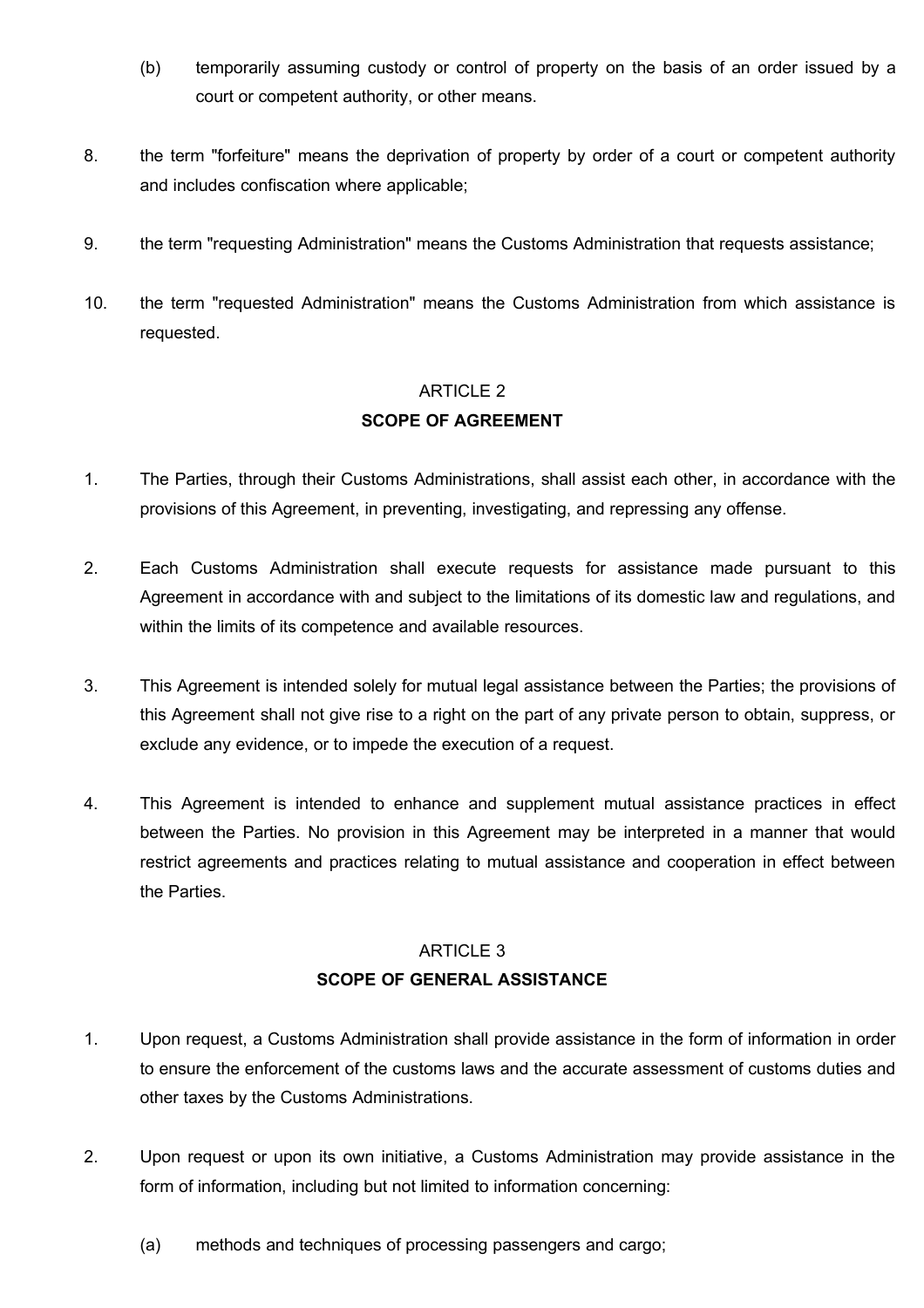(b) temporarily assuming custody or control of property on the basis of an order issued by a court or competent authority, or other means.

8. the term "forfeiture" means the deprivation of property by order of a court or competent authority and includes confiscation where applicable;

9. the term "requesting Administration" means the Customs Administration that requests assistance;

10. the term "requested Administration" means the Customs Administration from which assistance is requested.

## ARTICLE 2
## SCOPE OF AGREEMENT

1. The Parties, through their Customs Administrations, shall assist each other, in accordance with the provisions of this Agreement, in preventing, investigating, and repressing any offense.

2. Each Customs Administration shall execute requests for assistance made pursuant to this Agreement in accordance with and subject to the limitations of its domestic law and regulations, and within the limits of its competence and available resources.

3. This Agreement is intended solely for mutual legal assistance between the Parties; the provisions of this Agreement shall not give rise to a right on the part of any private person to obtain, suppress, or exclude any evidence, or to impede the execution of a request.

4. This Agreement is intended to enhance and supplement mutual assistance practices in effect between the Parties. No provision in this Agreement may be interpreted in a manner that would restrict agreements and practices relating to mutual assistance and cooperation in effect between the Parties.

## ARTICLE 3
## SCOPE OF GENERAL ASSISTANCE

1. Upon request, a Customs Administration shall provide assistance in the form of information in order to ensure the enforcement of the customs laws and the accurate assessment of customs duties and other taxes by the Customs Administrations.

2. Upon request or upon its own initiative, a Customs Administration may provide assistance in the form of information, including but not limited to information concerning:

   (a) methods and techniques of processing passengers and cargo;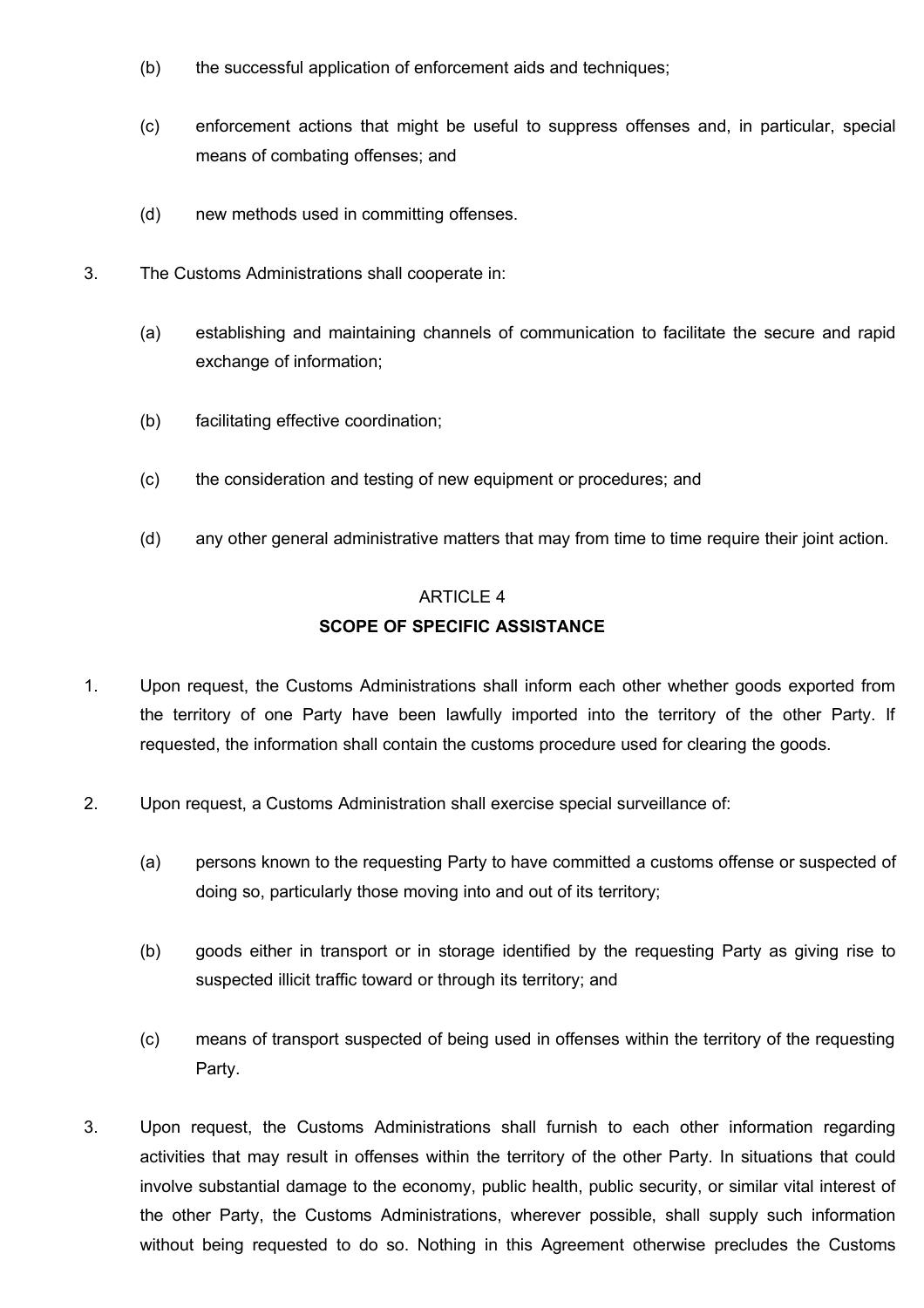(b) the successful application of enforcement aids and techniques;

(c) enforcement actions that might be useful to suppress offenses and, in particular, special means of combating offenses; and

(d) new methods used in committing offenses.

3. The Customs Administrations shall cooperate in:

(a) establishing and maintaining channels of communication to facilitate the secure and rapid exchange of information;

(b) facilitating effective coordination;

(c) the consideration and testing of new equipment or procedures; and

(d) any other general administrative matters that may from time to time require their joint action.

ARTICLE 4

**SCOPE OF SPECIFIC ASSISTANCE**

1. Upon request, the Customs Administrations shall inform each other whether goods exported from the territory of one Party have been lawfully imported into the territory of the other Party. If requested, the information shall contain the customs procedure used for clearing the goods.

2. Upon request, a Customs Administration shall exercise special surveillance of:

(a) persons known to the requesting Party to have committed a customs offense or suspected of doing so, particularly those moving into and out of its territory;

(b) goods either in transport or in storage identified by the requesting Party as giving rise to suspected illicit traffic toward or through its territory; and

(c) means of transport suspected of being used in offenses within the territory of the requesting Party.

3. Upon request, the Customs Administrations shall furnish to each other information regarding activities that may result in offenses within the territory of the other Party. In situations that could involve substantial damage to the economy, public health, public security, or similar vital interest of the other Party, the Customs Administrations, wherever possible, shall supply such information without being requested to do so. Nothing in this Agreement otherwise precludes the Customs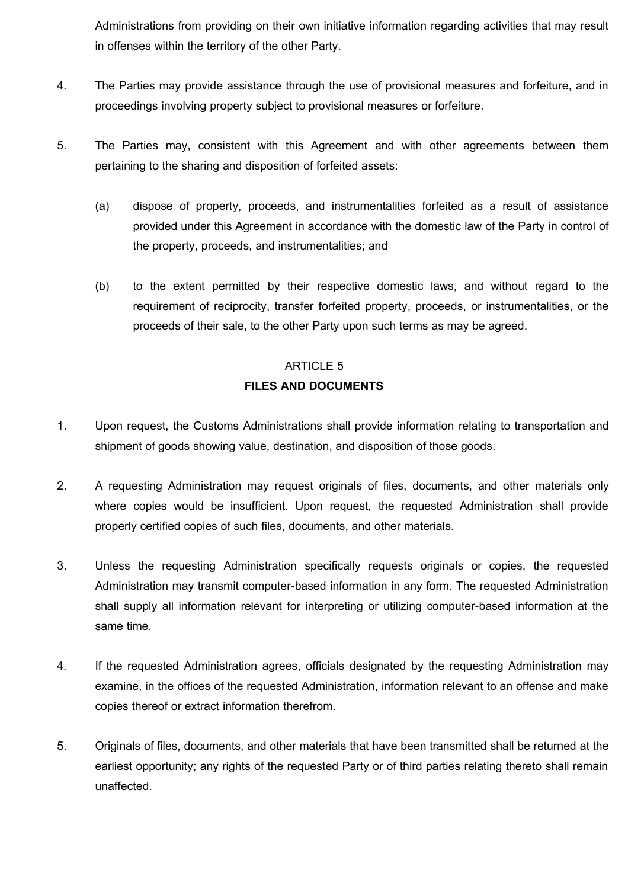Administrations from providing on their own initiative information regarding activities that may result in offenses within the territory of the other Party.

4. The Parties may provide assistance through the use of provisional measures and forfeiture, and in proceedings involving property subject to provisional measures or forfeiture.

5. The Parties may, consistent with this Agreement and with other agreements between them pertaining to the sharing and disposition of forfeited assets:

   (a) dispose of property, proceeds, and instrumentalities forfeited as a result of assistance provided under this Agreement in accordance with the domestic law of the Party in control of the property, proceeds, and instrumentalities; and

   (b) to the extent permitted by their respective domestic laws, and without regard to the requirement of reciprocity, transfer forfeited property, proceeds, or instrumentalities, or the proceeds of their sale, to the other Party upon such terms as may be agreed.

## ARTICLE 5
## FILES AND DOCUMENTS

1. Upon request, the Customs Administrations shall provide information relating to transportation and shipment of goods showing value, destination, and disposition of those goods.

2. A requesting Administration may request originals of files, documents, and other materials only where copies would be insufficient. Upon request, the requested Administration shall provide properly certified copies of such files, documents, and other materials.

3. Unless the requesting Administration specifically requests originals or copies, the requested Administration may transmit computer-based information in any form. The requested Administration shall supply all information relevant for interpreting or utilizing computer-based information at the same time.

4. If the requested Administration agrees, officials designated by the requesting Administration may examine, in the offices of the requested Administration, information relevant to an offense and make copies thereof or extract information therefrom.

5. Originals of files, documents, and other materials that have been transmitted shall be returned at the earliest opportunity; any rights of the requested Party or of third parties relating thereto shall remain unaffected.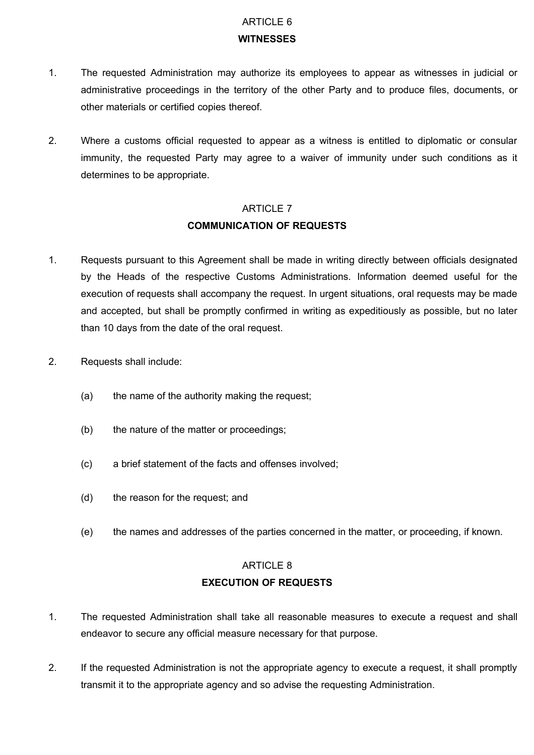## ARTICLE 6
## WITNESSES

1. The requested Administration may authorize its employees to appear as witnesses in judicial or administrative proceedings in the territory of the other Party and to produce files, documents, or other materials or certified copies thereof.

2. Where a customs official requested to appear as a witness is entitled to diplomatic or consular immunity, the requested Party may agree to a waiver of immunity under such conditions as it determines to be appropriate.

## ARTICLE 7
## COMMUNICATION OF REQUESTS

1. Requests pursuant to this Agreement shall be made in writing directly between officials designated by the Heads of the respective Customs Administrations. Information deemed useful for the execution of requests shall accompany the request. In urgent situations, oral requests may be made and accepted, but shall be promptly confirmed in writing as expeditiously as possible, but no later than 10 days from the date of the oral request.

2. Requests shall include:

   (a) the name of the authority making the request;

   (b) the nature of the matter or proceedings;

   (c) a brief statement of the facts and offenses involved;

   (d) the reason for the request; and

   (e) the names and addresses of the parties concerned in the matter, or proceeding, if known.

## ARTICLE 8
## EXECUTION OF REQUESTS

1. The requested Administration shall take all reasonable measures to execute a request and shall endeavor to secure any official measure necessary for that purpose.

2. If the requested Administration is not the appropriate agency to execute a request, it shall promptly transmit it to the appropriate agency and so advise the requesting Administration.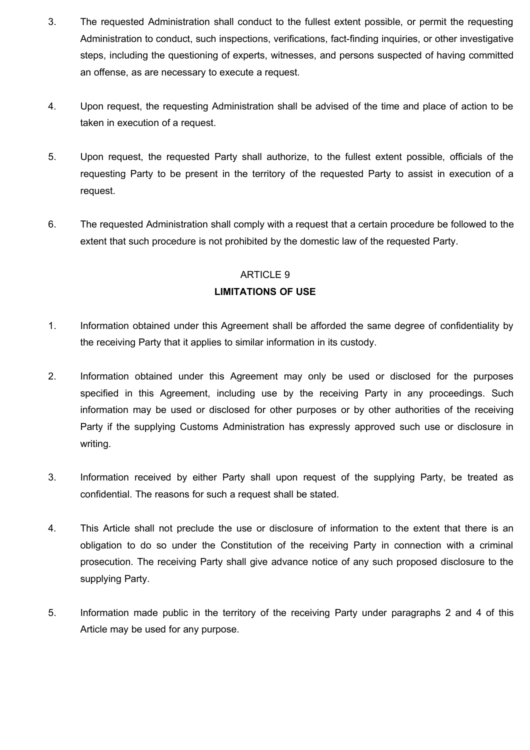3. The requested Administration shall conduct to the fullest extent possible, or permit the requesting Administration to conduct, such inspections, verifications, fact-finding inquiries, or other investigative steps, including the questioning of experts, witnesses, and persons suspected of having committed an offense, as are necessary to execute a request.

4. Upon request, the requesting Administration shall be advised of the time and place of action to be taken in execution of a request.

5. Upon request, the requested Party shall authorize, to the fullest extent possible, officials of the requesting Party to be present in the territory of the requested Party to assist in execution of a request.

6. The requested Administration shall comply with a request that a certain procedure be followed to the extent that such procedure is not prohibited by the domestic law of the requested Party.

## ARTICLE 9
## LIMITATIONS OF USE

1. Information obtained under this Agreement shall be afforded the same degree of confidentiality by the receiving Party that it applies to similar information in its custody.

2. Information obtained under this Agreement may only be used or disclosed for the purposes specified in this Agreement, including use by the receiving Party in any proceedings. Such information may be used or disclosed for other purposes or by other authorities of the receiving Party if the supplying Customs Administration has expressly approved such use or disclosure in writing.

3. Information received by either Party shall upon request of the supplying Party, be treated as confidential. The reasons for such a request shall be stated.

4. This Article shall not preclude the use or disclosure of information to the extent that there is an obligation to do so under the Constitution of the receiving Party in connection with a criminal prosecution. The receiving Party shall give advance notice of any such proposed disclosure to the supplying Party.

5. Information made public in the territory of the receiving Party under paragraphs 2 and 4 of this Article may be used for any purpose.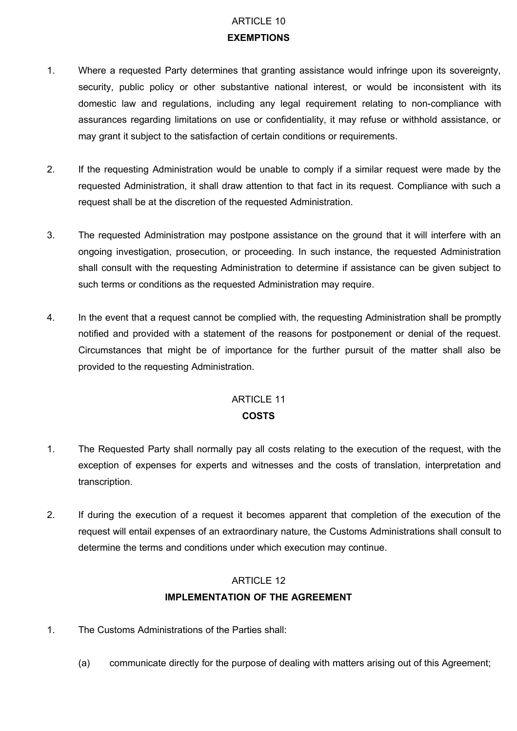## ARTICLE 10
## EXEMPTIONS

1. Where a requested Party determines that granting assistance would infringe upon its sovereignty, security, public policy or other substantive national interest, or would be inconsistent with its domestic law and regulations, including any legal requirement relating to non-compliance with assurances regarding limitations on use or confidentiality, it may refuse or withhold assistance, or may grant it subject to the satisfaction of certain conditions or requirements.

2. If the requesting Administration would be unable to comply if a similar request were made by the requested Administration, it shall draw attention to that fact in its request. Compliance with such a request shall be at the discretion of the requested Administration.

3. The requested Administration may postpone assistance on the ground that it will interfere with an ongoing investigation, prosecution, or proceeding. In such instance, the requested Administration shall consult with the requesting Administration to determine if assistance can be given subject to such terms or conditions as the requested Administration may require.

4. In the event that a request cannot be complied with, the requesting Administration shall be promptly notified and provided with a statement of the reasons for postponement or denial of the request. Circumstances that might be of importance for the further pursuit of the matter shall also be provided to the requesting Administration.

## ARTICLE 11
## COSTS

1. The Requested Party shall normally pay all costs relating to the execution of the request, with the exception of expenses for experts and witnesses and the costs of translation, interpretation and transcription.

2. If during the execution of a request it becomes apparent that completion of the execution of the request will entail expenses of an extraordinary nature, the Customs Administrations shall consult to determine the terms and conditions under which execution may continue.

## ARTICLE 12
## IMPLEMENTATION OF THE AGREEMENT

1. The Customs Administrations of the Parties shall:

   (a) communicate directly for the purpose of dealing with matters arising out of this Agreement;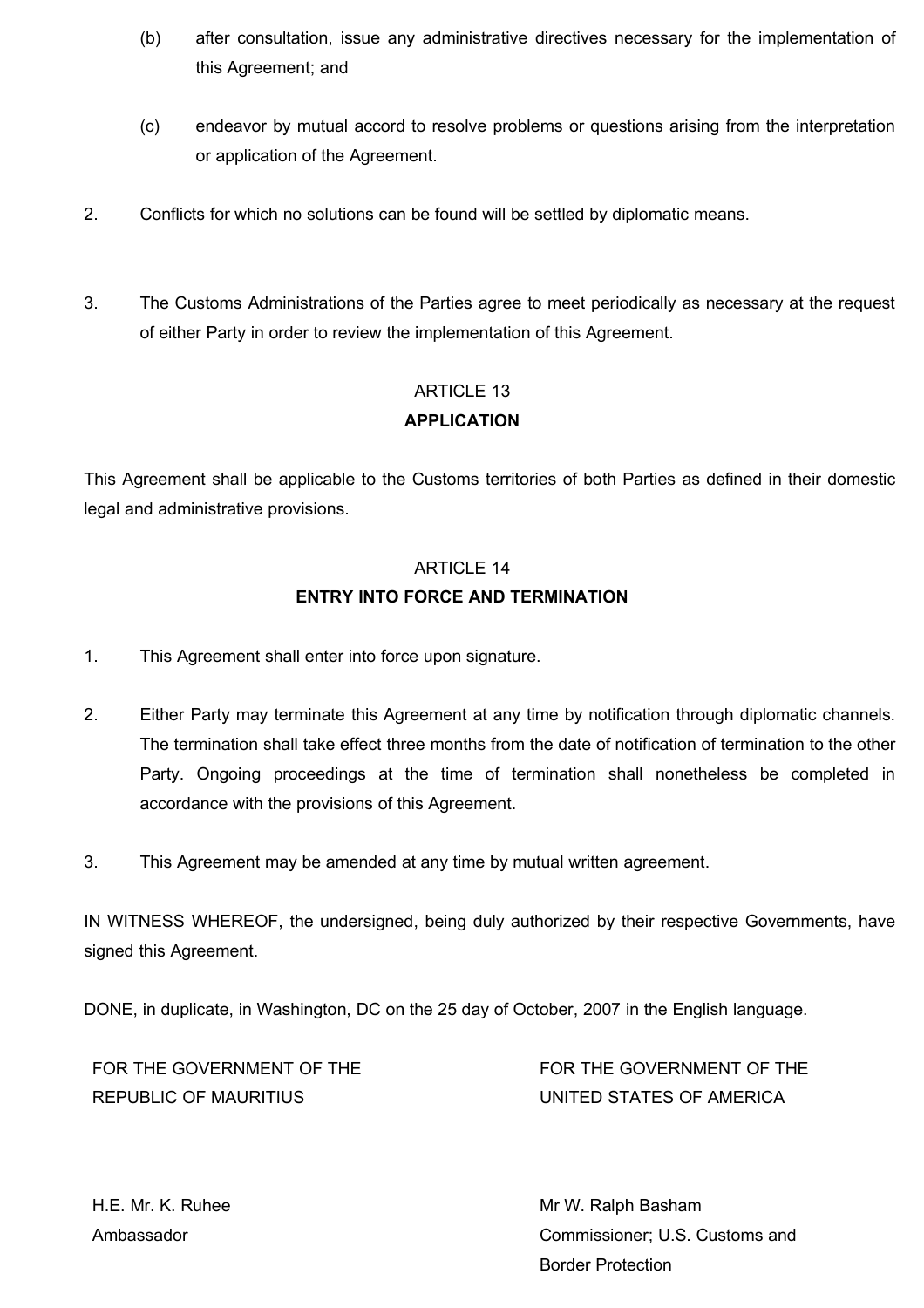(b) after consultation, issue any administrative directives necessary for the implementation of this Agreement; and

(c) endeavor by mutual accord to resolve problems or questions arising from the interpretation or application of the Agreement.

2. Conflicts for which no solutions can be found will be settled by diplomatic means.

3. The Customs Administrations of the Parties agree to meet periodically as necessary at the request of either Party in order to review the implementation of this Agreement.

## ARTICLE 13
## APPLICATION

This Agreement shall be applicable to the Customs territories of both Parties as defined in their domestic legal and administrative provisions.

## ARTICLE 14
## ENTRY INTO FORCE AND TERMINATION

1. This Agreement shall enter into force upon signature.

2. Either Party may terminate this Agreement at any time by notification through diplomatic channels. The termination shall take effect three months from the date of notification of termination to the other Party. Ongoing proceedings at the time of termination shall nonetheless be completed in accordance with the provisions of this Agreement.

3. This Agreement may be amended at any time by mutual written agreement.

IN WITNESS WHEREOF, the undersigned, being duly authorized by their respective Governments, have signed this Agreement.

DONE, in duplicate, in Washington, DC on the 25 day of October, 2007 in the English language.

FOR THE GOVERNMENT OF THE REPUBLIC OF MAURITIUS

H.E. Mr. K. Ruhee
Ambassador

FOR THE GOVERNMENT OF THE UNITED STATES OF AMERICA

Mr W. Ralph Basham
Commissioner; U.S. Customs and Border Protection